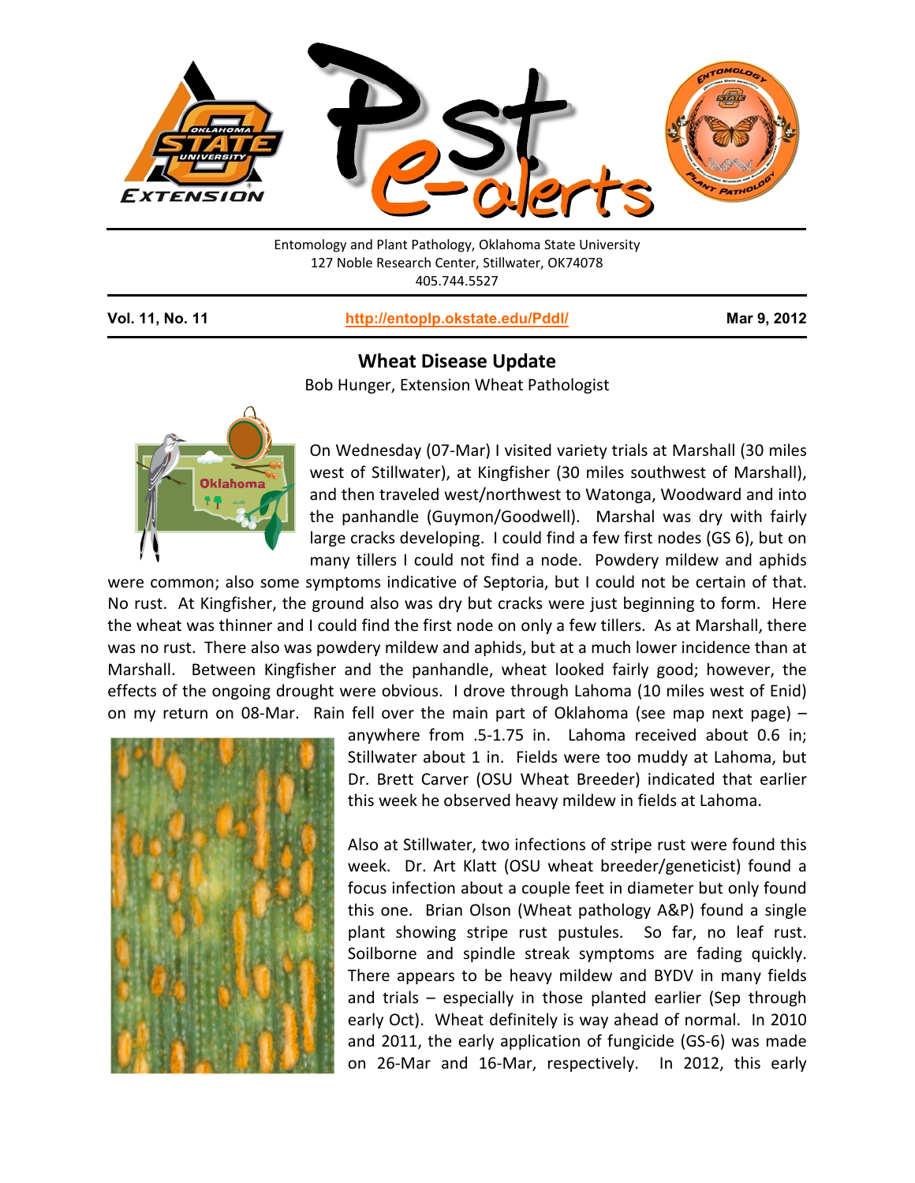Entomology and Plant Pathology, Oklahoma State University
127 Noble Research Center, Stillwater, OK74078
405.744.5527

**Vol. 11, No. 11** | **http://entoplp.okstate.edu/Pddl/** | **Mar 9, 2012**

## Wheat Disease Update

Bob Hunger, Extension Wheat Pathologist

On Wednesday (07-Mar) I visited variety trials at Marshall (30 miles west of Stillwater), at Kingfisher (30 miles southwest of Marshall), and then traveled west/northwest to Watonga, Woodward and into the panhandle (Guymon/Goodwell). Marshal was dry with fairly large cracks developing. I could find a few first nodes (GS 6), but on many tillers I could not find a node. Powdery mildew and aphids were common; also some symptoms indicative of Septoria, but I could not be certain of that. No rust. At Kingfisher, the ground also was dry but cracks were just beginning to form. Here the wheat was thinner and I could find the first node on only a few tillers. As at Marshall, there was no rust. There also was powdery mildew and aphids, but at a much lower incidence than at Marshall. Between Kingfisher and the panhandle, wheat looked fairly good; however, the effects of the ongoing drought were obvious. I drove through Lahoma (10 miles west of Enid) on my return on 08-Mar. Rain fell over the main part of Oklahoma (see map next page) – anywhere from .5-1.75 in. Lahoma received about 0.6 in; Stillwater about 1 in. Fields were too muddy at Lahoma, but Dr. Brett Carver (OSU Wheat Breeder) indicated that earlier this week he observed heavy mildew in fields at Lahoma.

Also at Stillwater, two infections of stripe rust were found this week. Dr. Art Klatt (OSU wheat breeder/geneticist) found a focus infection about a couple feet in diameter but only found this one. Brian Olson (Wheat pathology A&P) found a single plant showing stripe rust pustules. So far, no leaf rust. Soilborne and spindle streak symptoms are fading quickly. There appears to be heavy mildew and BYDV in many fields and trials – especially in those planted earlier (Sep through early Oct). Wheat definitely is way ahead of normal. In 2010 and 2011, the early application of fungicide (GS-6) was made on 26-Mar and 16-Mar, respectively. In 2012, this early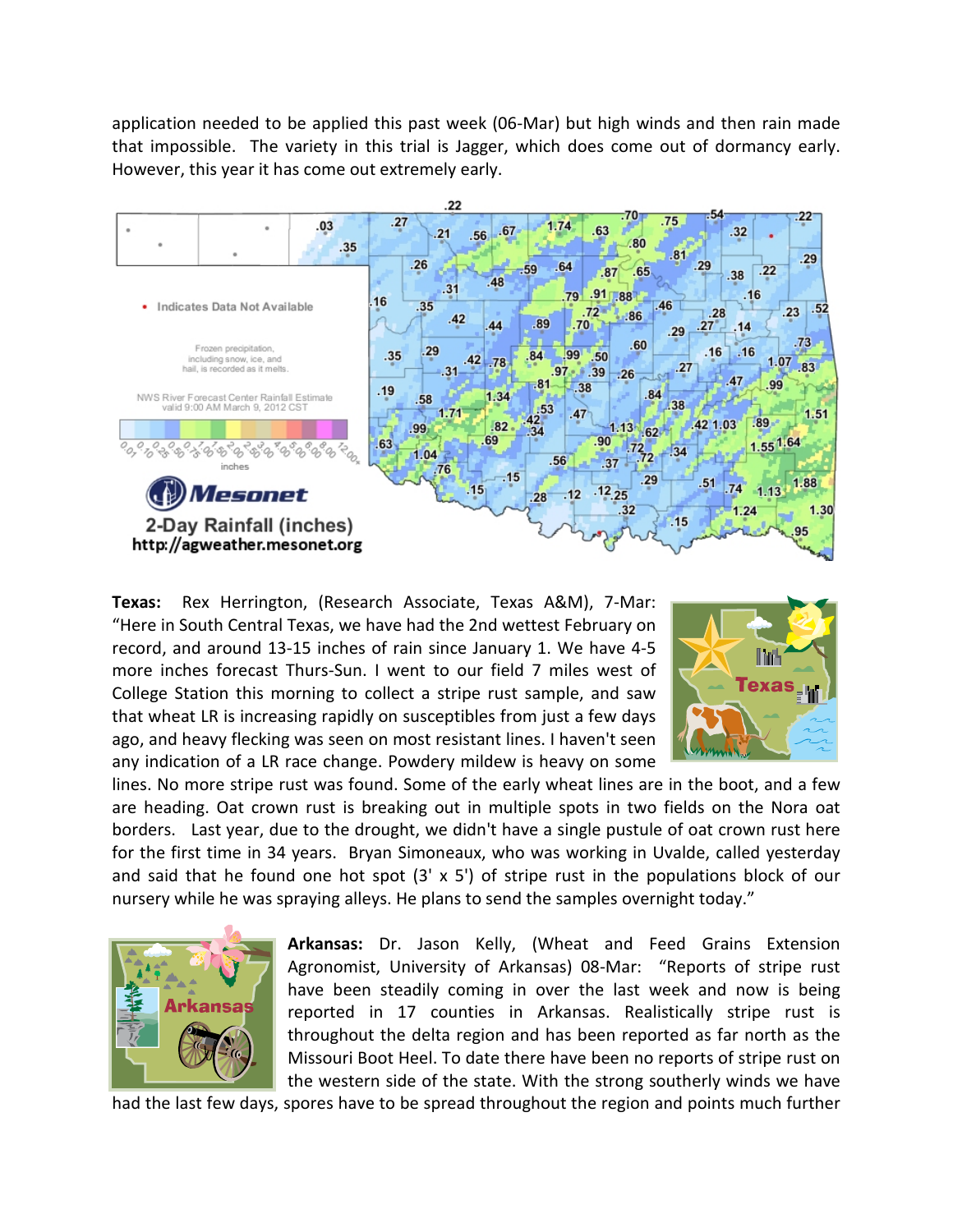application needed to be applied this past week (06-Mar) but high winds and then rain made that impossible. The variety in this trial is Jagger, which does come out of dormancy early. However, this year it has come out extremely early.

**Texas:** Rex Herrington, (Research Associate, Texas A&M), 7-Mar: "Here in South Central Texas, we have had the 2nd wettest February on record, and around 13-15 inches of rain since January 1. We have 4-5 more inches forecast Thurs-Sun. I went to our field 7 miles west of College Station this morning to collect a stripe rust sample, and saw that wheat LR is increasing rapidly on susceptibles from just a few days ago, and heavy flecking was seen on most resistant lines. I haven't seen any indication of a LR race change. Powdery mildew is heavy on some lines. No more stripe rust was found. Some of the early wheat lines are in the boot, and a few are heading. Oat crown rust is breaking out in multiple spots in two fields on the Nora oat borders. Last year, due to the drought, we didn't have a single pustule of oat crown rust here for the first time in 34 years. Bryan Simoneaux, who was working in Uvalde, called yesterday and said that he found one hot spot (3' x 5') of stripe rust in the populations block of our nursery while he was spraying alleys. He plans to send the samples overnight today."

**Arkansas:** Dr. Jason Kelly, (Wheat and Feed Grains Extension Agronomist, University of Arkansas) 08-Mar: "Reports of stripe rust have been steadily coming in over the last week and now is being reported in 17 counties in Arkansas. Realistically stripe rust is throughout the delta region and has been reported as far north as the Missouri Boot Heel. To date there have been no reports of stripe rust on the western side of the state. With the strong southerly winds we have had the last few days, spores have to be spread throughout the region and points much further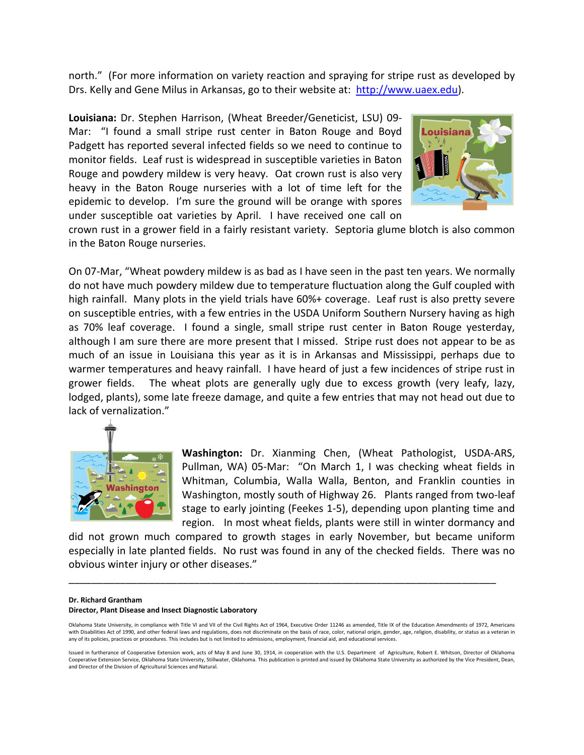north." (For more information on variety reaction and spraying for stripe rust as developed by Drs. Kelly and Gene Milus in Arkansas, go to their website at: http://www.uaex.edu).

**Louisiana:** Dr. Stephen Harrison, (Wheat Breeder/Geneticist, LSU) 09-Mar: "I found a small stripe rust center in Baton Rouge and Boyd Padgett has reported several infected fields so we need to continue to monitor fields. Leaf rust is widespread in susceptible varieties in Baton Rouge and powdery mildew is very heavy. Oat crown rust is also very heavy in the Baton Rouge nurseries with a lot of time left for the epidemic to develop. I'm sure the ground will be orange with spores under susceptible oat varieties by April. I have received one call on crown rust in a grower field in a fairly resistant variety. Septoria glume blotch is also common in the Baton Rouge nurseries.

On 07-Mar, "Wheat powdery mildew is as bad as I have seen in the past ten years. We normally do not have much powdery mildew due to temperature fluctuation along the Gulf coupled with high rainfall. Many plots in the yield trials have 60%+ coverage. Leaf rust is also pretty severe on susceptible entries, with a few entries in the USDA Uniform Southern Nursery having as high as 70% leaf coverage. I found a single, small stripe rust center in Baton Rouge yesterday, although I am sure there are more present that I missed. Stripe rust does not appear to be as much of an issue in Louisiana this year as it is in Arkansas and Mississippi, perhaps due to warmer temperatures and heavy rainfall. I have heard of just a few incidences of stripe rust in grower fields. The wheat plots are generally ugly due to excess growth (very leafy, lazy, lodged, plants), some late freeze damage, and quite a few entries that may not head out due to lack of vernalization."

**Washington:** Dr. Xianming Chen, (Wheat Pathologist, USDA-ARS, Pullman, WA) 05-Mar: "On March 1, I was checking wheat fields in Whitman, Columbia, Walla Walla, Benton, and Franklin counties in Washington, mostly south of Highway 26. Plants ranged from two-leaf stage to early jointing (Feekes 1-5), depending upon planting time and region. In most wheat fields, plants were still in winter dormancy and did not grown much compared to growth stages in early November, but became uniform especially in late planted fields. No rust was found in any of the checked fields. There was no obvious winter injury or other diseases."

---

**Dr. Richard Grantham**
**Director, Plant Disease and Insect Diagnostic Laboratory**

Oklahoma State University, in compliance with Title VI and VII of the Civil Rights Act of 1964, Executive Order 11246 as amended, Title IX of the Education Amendments of 1972, Americans with Disabilities Act of 1990, and other federal laws and regulations, does not discriminate on the basis of race, color, national origin, gender, age, religion, disability, or status as a veteran in any of its policies, practices or procedures. This includes but is not limited to admissions, employment, financial aid, and educational services.

Issued in furtherance of Cooperative Extension work, acts of May 8 and June 30, 1914, in cooperation with the U.S. Department of Agriculture, Robert E. Whitson, Director of Oklahoma Cooperative Extension Service, Oklahoma State University, Stillwater, Oklahoma. This publication is printed and issued by Oklahoma State University as authorized by the Vice President, Dean, and Director of the Division of Agricultural Sciences and Natural.